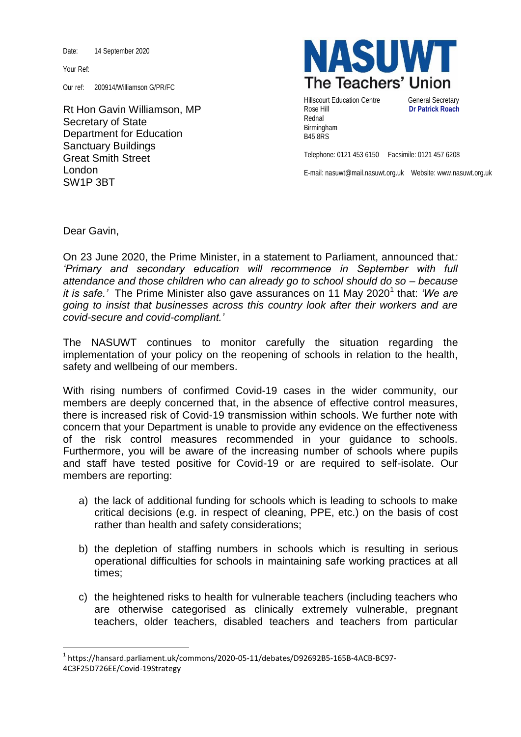Date: 14 September 2020

Your Ref:

Our ref: 200914/Williamson G/PR/FC

Rt Hon Gavin Williamson, MP
Secretary of State
Department for Education
Sanctuary Buildings
Great Smith Street
London
SW1P 3BT

**NASUWT**
**The Teachers' Union**

Hillscourt Education Centre
Rose Hill
Rednal
Birmingham
B45 8RS

General Secretary
**Dr Patrick Roach**

Telephone: 0121 453 6150 Facsimile: 0121 457 6208

E-mail: nasuwt@mail.nasuwt.org.uk Website: www.nasuwt.org.uk

Dear Gavin,

On 23 June 2020, the Prime Minister, in a statement to Parliament, announced that*: 'Primary and secondary education will recommence in September with full attendance and those children who can already go to school should do so – because it is safe.'* The Prime Minister also gave assurances on 11 May 2020[1] that: *'We are going to insist that businesses across this country look after their workers and are covid-secure and covid-compliant.'*

The NASUWT continues to monitor carefully the situation regarding the implementation of your policy on the reopening of schools in relation to the health, safety and wellbeing of our members.

With rising numbers of confirmed Covid-19 cases in the wider community, our members are deeply concerned that, in the absence of effective control measures, there is increased risk of Covid-19 transmission within schools. We further note with concern that your Department is unable to provide any evidence on the effectiveness of the risk control measures recommended in your guidance to schools. Furthermore, you will be aware of the increasing number of schools where pupils and staff have tested positive for Covid-19 or are required to self-isolate. Our members are reporting:

a) the lack of additional funding for schools which is leading to schools to make critical decisions (e.g. in respect of cleaning, PPE, etc.) on the basis of cost rather than health and safety considerations;

b) the depletion of staffing numbers in schools which is resulting in serious operational difficulties for schools in maintaining safe working practices at all times;

c) the heightened risks to health for vulnerable teachers (including teachers who are otherwise categorised as clinically extremely vulnerable, pregnant teachers, older teachers, disabled teachers and teachers from particular

[1] https://hansard.parliament.uk/commons/2020-05-11/debates/D92692B5-165B-4ACB-BC97-4C3F25D726EE/Covid-19Strategy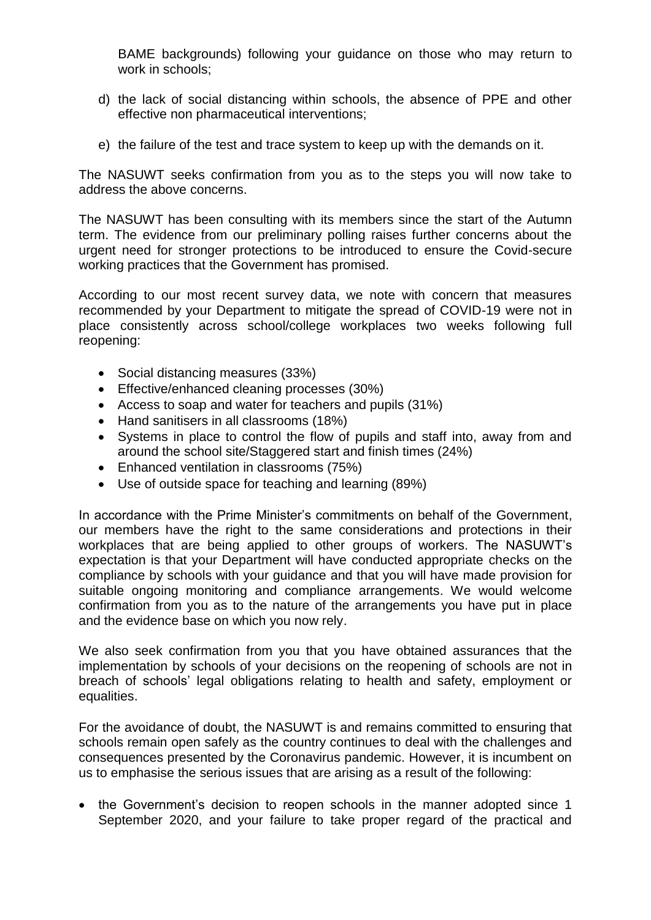BAME backgrounds) following your guidance on those who may return to work in schools;

d) the lack of social distancing within schools, the absence of PPE and other effective non pharmaceutical interventions;

e) the failure of the test and trace system to keep up with the demands on it.

The NASUWT seeks confirmation from you as to the steps you will now take to address the above concerns.

The NASUWT has been consulting with its members since the start of the Autumn term. The evidence from our preliminary polling raises further concerns about the urgent need for stronger protections to be introduced to ensure the Covid-secure working practices that the Government has promised.

According to our most recent survey data, we note with concern that measures recommended by your Department to mitigate the spread of COVID-19 were not in place consistently across school/college workplaces two weeks following full reopening:

- Social distancing measures (33%)
- Effective/enhanced cleaning processes (30%)
- Access to soap and water for teachers and pupils (31%)
- Hand sanitisers in all classrooms (18%)
- Systems in place to control the flow of pupils and staff into, away from and around the school site/Staggered start and finish times (24%)
- Enhanced ventilation in classrooms (75%)
- Use of outside space for teaching and learning (89%)

In accordance with the Prime Minister's commitments on behalf of the Government, our members have the right to the same considerations and protections in their workplaces that are being applied to other groups of workers. The NASUWT's expectation is that your Department will have conducted appropriate checks on the compliance by schools with your guidance and that you will have made provision for suitable ongoing monitoring and compliance arrangements. We would welcome confirmation from you as to the nature of the arrangements you have put in place and the evidence base on which you now rely.

We also seek confirmation from you that you have obtained assurances that the implementation by schools of your decisions on the reopening of schools are not in breach of schools' legal obligations relating to health and safety, employment or equalities.

For the avoidance of doubt, the NASUWT is and remains committed to ensuring that schools remain open safely as the country continues to deal with the challenges and consequences presented by the Coronavirus pandemic. However, it is incumbent on us to emphasise the serious issues that are arising as a result of the following:

- the Government's decision to reopen schools in the manner adopted since 1 September 2020, and your failure to take proper regard of the practical and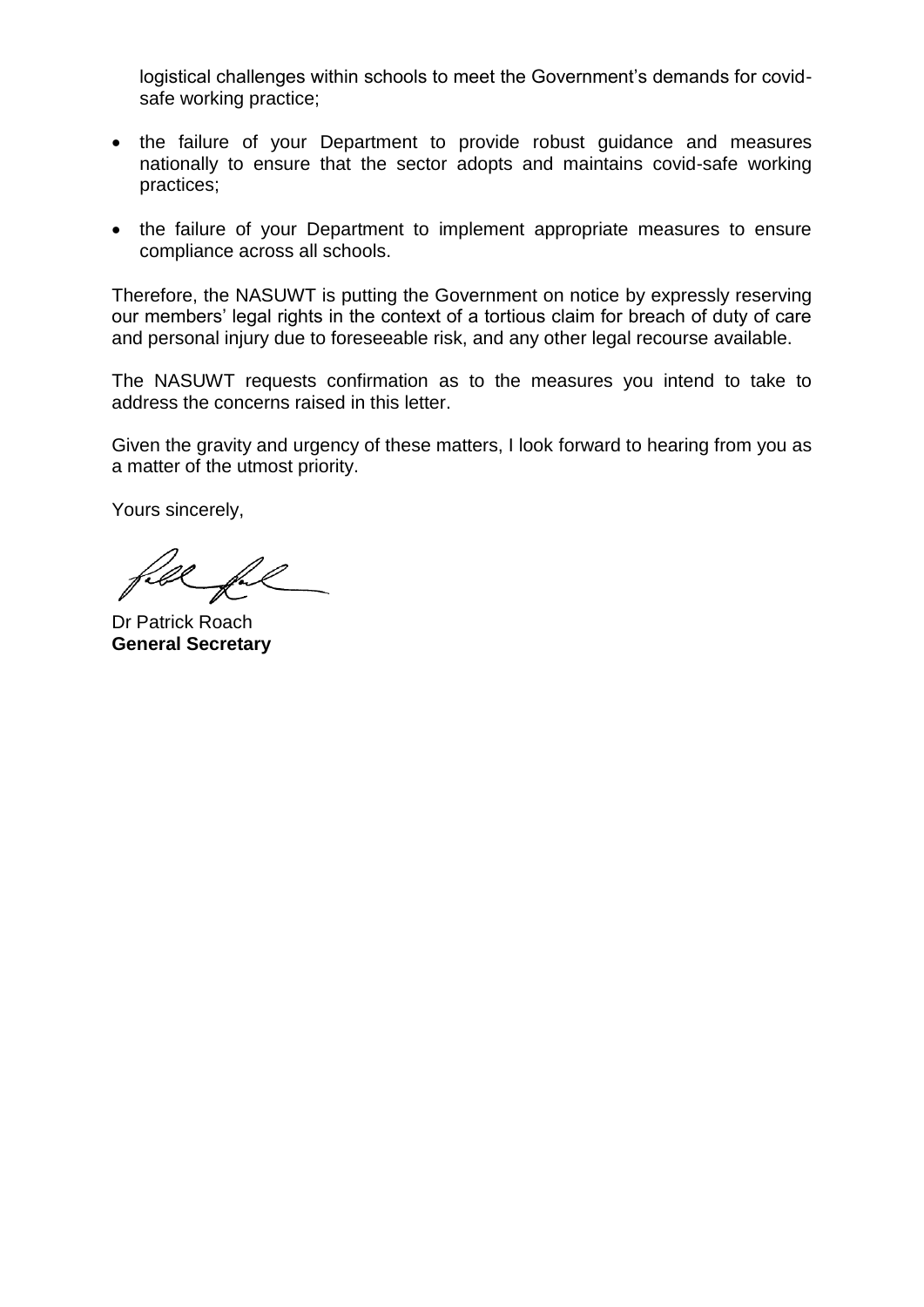logistical challenges within schools to meet the Government's demands for covid-safe working practice;

- the failure of your Department to provide robust guidance and measures nationally to ensure that the sector adopts and maintains covid-safe working practices;
- the failure of your Department to implement appropriate measures to ensure compliance across all schools.

Therefore, the NASUWT is putting the Government on notice by expressly reserving our members' legal rights in the context of a tortious claim for breach of duty of care and personal injury due to foreseeable risk, and any other legal recourse available.

The NASUWT requests confirmation as to the measures you intend to take to address the concerns raised in this letter.

Given the gravity and urgency of these matters, I look forward to hearing from you as a matter of the utmost priority.

Yours sincerely,

Dr Patrick Roach
**General Secretary**